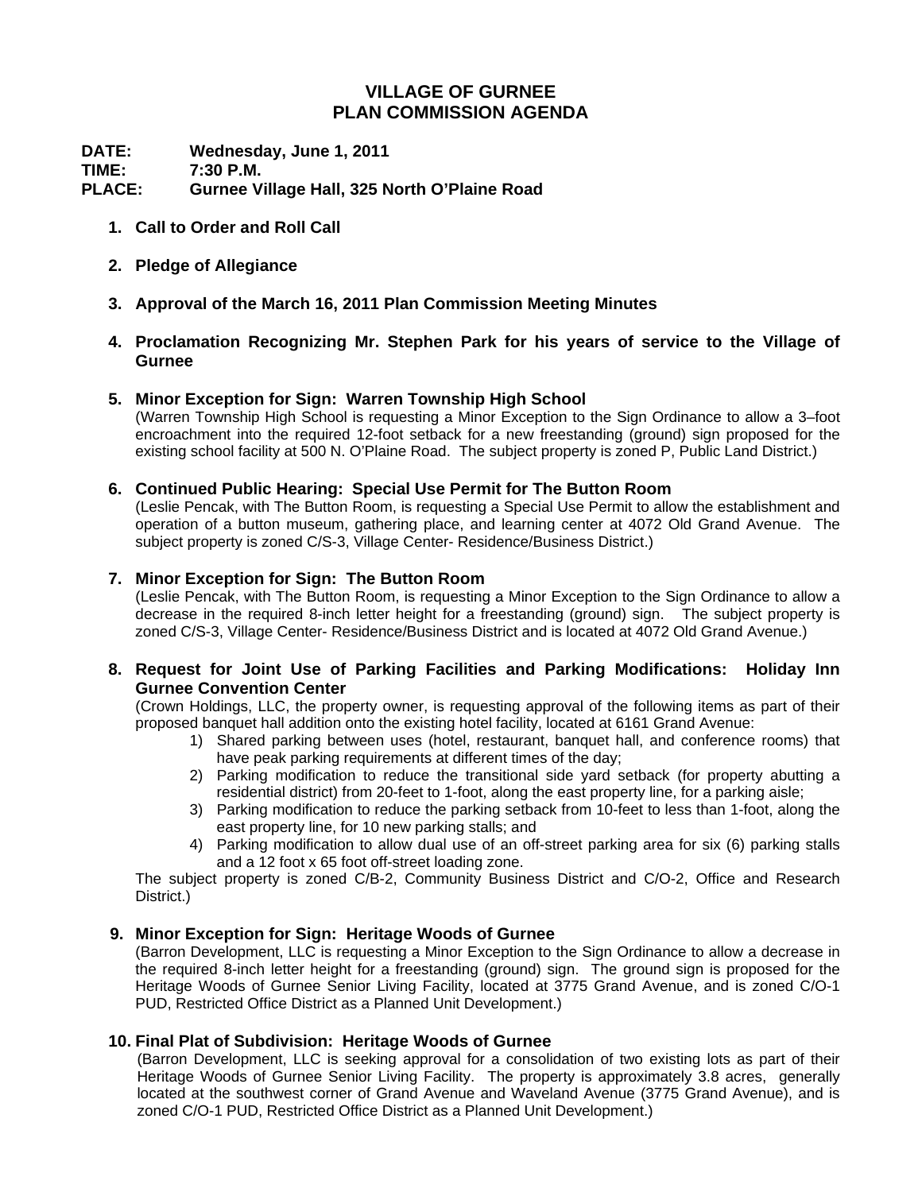# VILLAGE OF GURNEE
# PLAN COMMISSION AGENDA

**DATE:** Wednesday, June 1, 2011
**TIME:** 7:30 P.M.
**PLACE:** Gurnee Village Hall, 325 North O'Plaine Road

1. **Call to Order and Roll Call**

2. **Pledge of Allegiance**

3. **Approval of the March 16, 2011 Plan Commission Meeting Minutes**

4. **Proclamation Recognizing Mr. Stephen Park for his years of service to the Village of Gurnee**

5. **Minor Exception for Sign: Warren Township High School**
   (Warren Township High School is requesting a Minor Exception to the Sign Ordinance to allow a 3–foot encroachment into the required 12-foot setback for a new freestanding (ground) sign proposed for the existing school facility at 500 N. O'Plaine Road. The subject property is zoned P, Public Land District.)

6. **Continued Public Hearing: Special Use Permit for The Button Room**
   (Leslie Pencak, with The Button Room, is requesting a Special Use Permit to allow the establishment and operation of a button museum, gathering place, and learning center at 4072 Old Grand Avenue. The subject property is zoned C/S-3, Village Center- Residence/Business District.)

7. **Minor Exception for Sign: The Button Room**
   (Leslie Pencak, with The Button Room, is requesting a Minor Exception to the Sign Ordinance to allow a decrease in the required 8-inch letter height for a freestanding (ground) sign. The subject property is zoned C/S-3, Village Center- Residence/Business District and is located at 4072 Old Grand Avenue.)

8. **Request for Joint Use of Parking Facilities and Parking Modifications: Holiday Inn Gurnee Convention Center**
   (Crown Holdings, LLC, the property owner, is requesting approval of the following items as part of their proposed banquet hall addition onto the existing hotel facility, located at 6161 Grand Avenue:
   1) Shared parking between uses (hotel, restaurant, banquet hall, and conference rooms) that have peak parking requirements at different times of the day;
   2) Parking modification to reduce the transitional side yard setback (for property abutting a residential district) from 20-feet to 1-foot, along the east property line, for a parking aisle;
   3) Parking modification to reduce the parking setback from 10-feet to less than 1-foot, along the east property line, for 10 new parking stalls; and
   4) Parking modification to allow dual use of an off-street parking area for six (6) parking stalls and a 12 foot x 65 foot off-street loading zone.

   The subject property is zoned C/B-2, Community Business District and C/O-2, Office and Research District.)

9. **Minor Exception for Sign: Heritage Woods of Gurnee**
   (Barron Development, LLC is requesting a Minor Exception to the Sign Ordinance to allow a decrease in the required 8-inch letter height for a freestanding (ground) sign. The ground sign is proposed for the Heritage Woods of Gurnee Senior Living Facility, located at 3775 Grand Avenue, and is zoned C/O-1 PUD, Restricted Office District as a Planned Unit Development.)

10. **Final Plat of Subdivision: Heritage Woods of Gurnee**
    (Barron Development, LLC is seeking approval for a consolidation of two existing lots as part of their Heritage Woods of Gurnee Senior Living Facility. The property is approximately 3.8 acres, generally located at the southwest corner of Grand Avenue and Waveland Avenue (3775 Grand Avenue), and is zoned C/O-1 PUD, Restricted Office District as a Planned Unit Development.)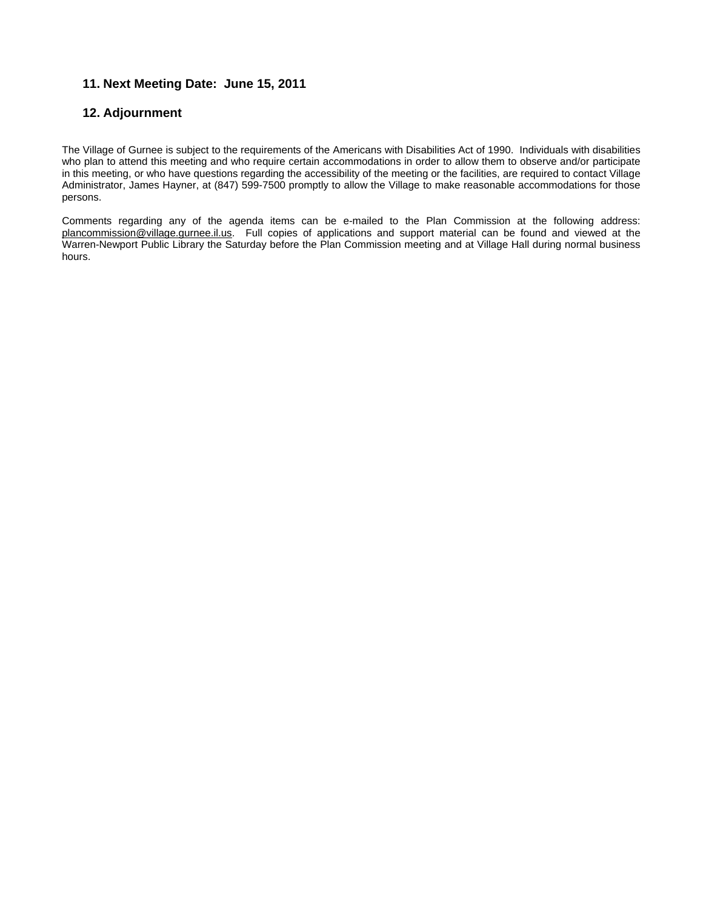## 11. Next Meeting Date: June 15, 2011

## 12. Adjournment

The Village of Gurnee is subject to the requirements of the Americans with Disabilities Act of 1990. Individuals with disabilities who plan to attend this meeting and who require certain accommodations in order to allow them to observe and/or participate in this meeting, or who have questions regarding the accessibility of the meeting or the facilities, are required to contact Village Administrator, James Hayner, at (847) 599-7500 promptly to allow the Village to make reasonable accommodations for those persons.

Comments regarding any of the agenda items can be e-mailed to the Plan Commission at the following address: plancommission@village.gurnee.il.us. Full copies of applications and support material can be found and viewed at the Warren-Newport Public Library the Saturday before the Plan Commission meeting and at Village Hall during normal business hours.